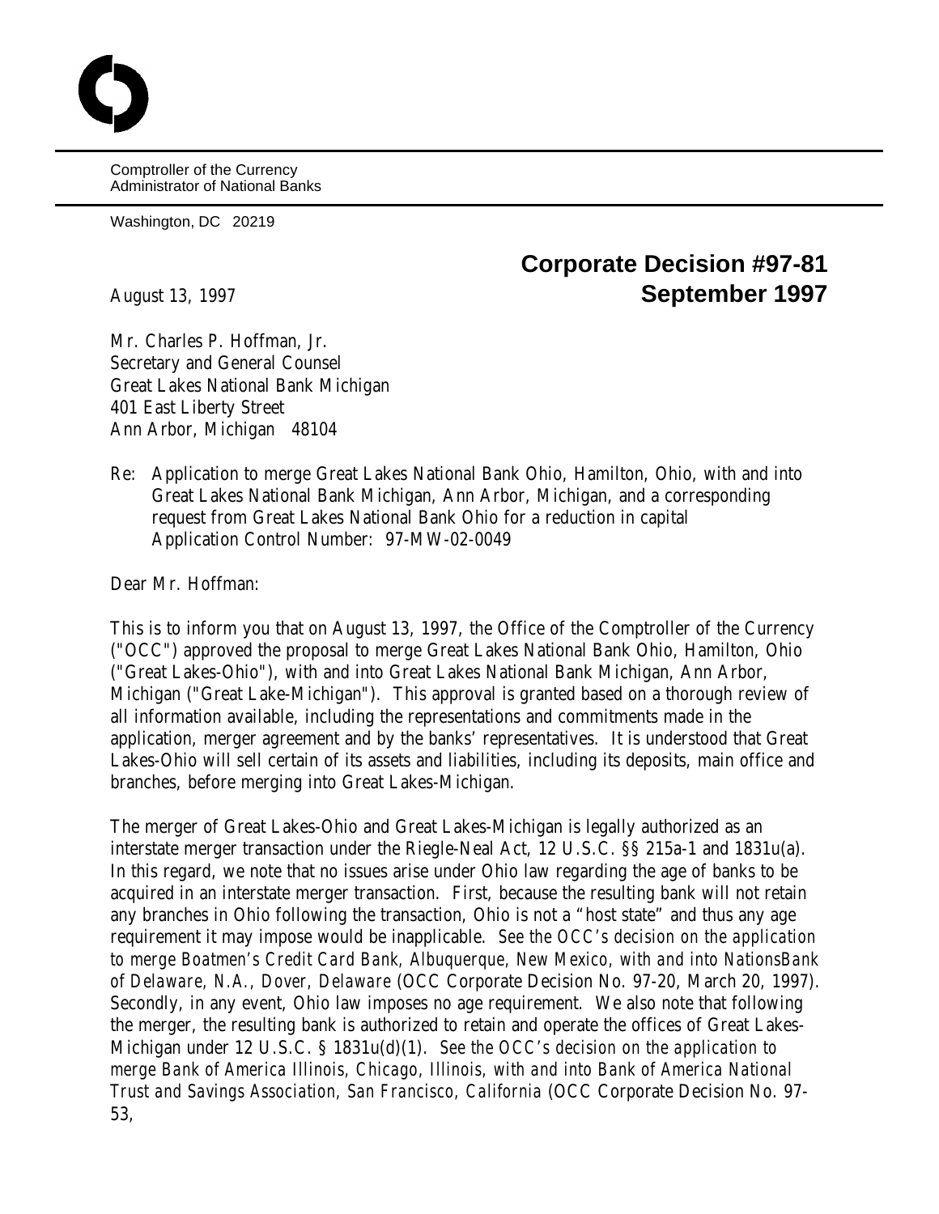Comptroller of the Currency
Administrator of National Banks

Washington, DC 20219

## Corporate Decision #97-81
## September 1997

August 13, 1997

Mr. Charles P. Hoffman, Jr.
Secretary and General Counsel
Great Lakes National Bank Michigan
401 East Liberty Street
Ann Arbor, Michigan 48104

Re: Application to merge Great Lakes National Bank Ohio, Hamilton, Ohio, with and into Great Lakes National Bank Michigan, Ann Arbor, Michigan, and a corresponding request from Great Lakes National Bank Ohio for a reduction in capital
Application Control Number: 97-MW-02-0049

Dear Mr. Hoffman:

This is to inform you that on August 13, 1997, the Office of the Comptroller of the Currency ("OCC") approved the proposal to merge Great Lakes National Bank Ohio, Hamilton, Ohio ("Great Lakes-Ohio"), with and into Great Lakes National Bank Michigan, Ann Arbor, Michigan ("Great Lake-Michigan"). This approval is granted based on a thorough review of all information available, including the representations and commitments made in the application, merger agreement and by the banks' representatives. It is understood that Great Lakes-Ohio will sell certain of its assets and liabilities, including its deposits, main office and branches, before merging into Great Lakes-Michigan.

The merger of Great Lakes-Ohio and Great Lakes-Michigan is legally authorized as an interstate merger transaction under the Riegle-Neal Act, 12 U.S.C. §§ 215a-1 and 1831u(a). In this regard, we note that no issues arise under Ohio law regarding the age of banks to be acquired in an interstate merger transaction. First, because the resulting bank will not retain any branches in Ohio following the transaction, Ohio is not a "host state" and thus any age requirement it may impose would be inapplicable. *See the OCC's decision on the application to merge Boatmen's Credit Card Bank, Albuquerque, New Mexico, with and into NationsBank of Delaware, N.A., Dover, Delaware* (OCC Corporate Decision No. 97-20, March 20, 1997). Secondly, in any event, Ohio law imposes no age requirement. We also note that following the merger, the resulting bank is authorized to retain and operate the offices of Great Lakes-Michigan under 12 U.S.C. § 1831u(d)(1). *See the OCC's decision on the application to merge Bank of America Illinois, Chicago, Illinois, with and into Bank of America National Trust and Savings Association, San Francisco, California* (OCC Corporate Decision No. 97-53,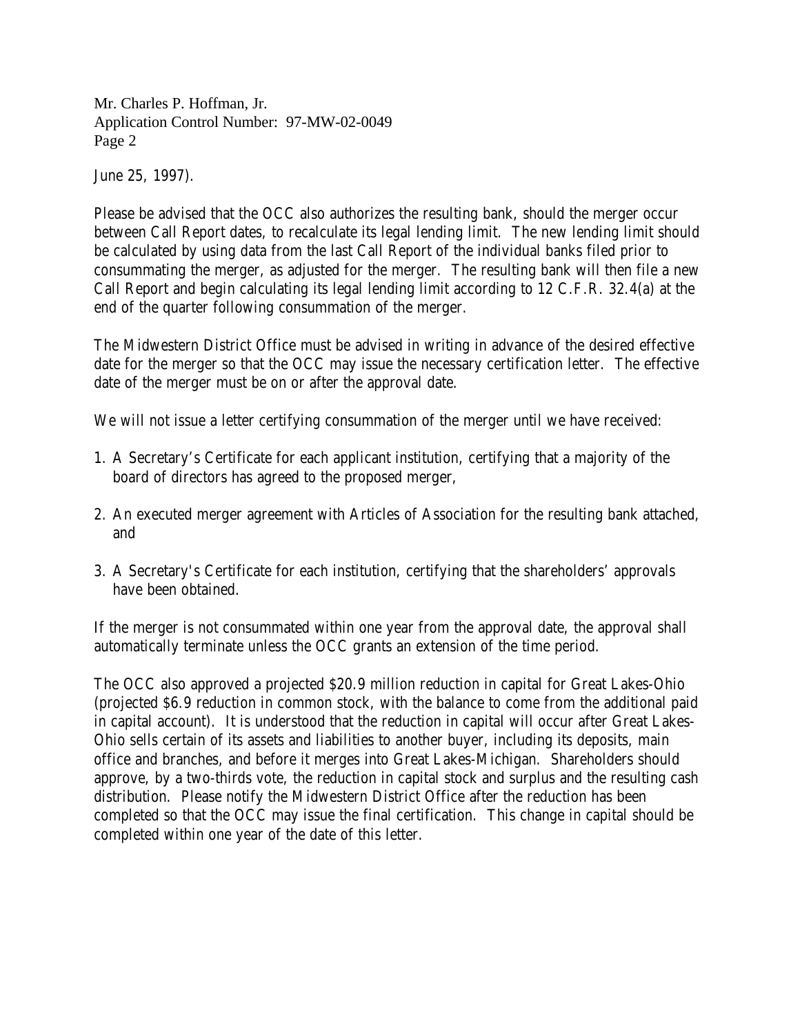June 25, 1997).

Please be advised that the OCC also authorizes the resulting bank, should the merger occur between Call Report dates, to recalculate its legal lending limit. The new lending limit should be calculated by using data from the last Call Report of the individual banks filed prior to consummating the merger, as adjusted for the merger. The resulting bank will then file a new Call Report and begin calculating its legal lending limit according to 12 C.F.R. 32.4(a) at the end of the quarter following consummation of the merger.

The Midwestern District Office must be advised in writing in advance of the desired effective date for the merger so that the OCC may issue the necessary certification letter. The effective date of the merger must be on or after the approval date.

We will not issue a letter certifying consummation of the merger until we have received:

1. A Secretary's Certificate for each applicant institution, certifying that a majority of the board of directors has agreed to the proposed merger,

2. An executed merger agreement with Articles of Association for the resulting bank attached, and

3. A Secretary's Certificate for each institution, certifying that the shareholders' approvals have been obtained.

If the merger is not consummated within one year from the approval date, the approval shall automatically terminate unless the OCC grants an extension of the time period.

The OCC also approved a projected $20.9 million reduction in capital for Great Lakes-Ohio (projected $6.9 reduction in common stock, with the balance to come from the additional paid in capital account). It is understood that the reduction in capital will occur after Great Lakes-Ohio sells certain of its assets and liabilities to another buyer, including its deposits, main office and branches, and before it merges into Great Lakes-Michigan. Shareholders should approve, by a two-thirds vote, the reduction in capital stock and surplus and the resulting cash distribution. Please notify the Midwestern District Office after the reduction has been completed so that the OCC may issue the final certification. This change in capital should be completed within one year of the date of this letter.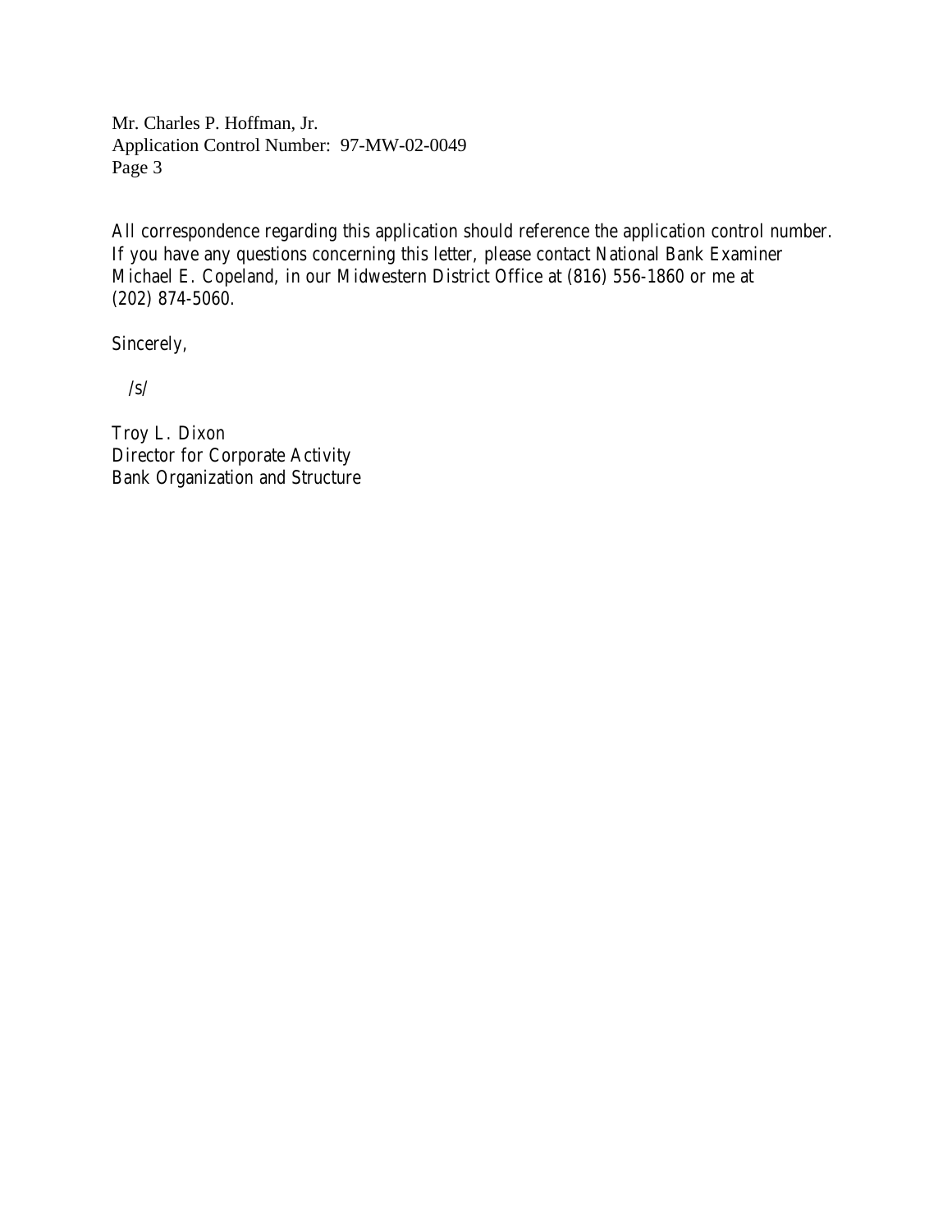All correspondence regarding this application should reference the application control number. If you have any questions concerning this letter, please contact National Bank Examiner Michael E. Copeland, in our Midwestern District Office at (816) 556-1860 or me at (202) 874-5060.

Sincerely,

/s/

Troy L. Dixon
Director for Corporate Activity
Bank Organization and Structure